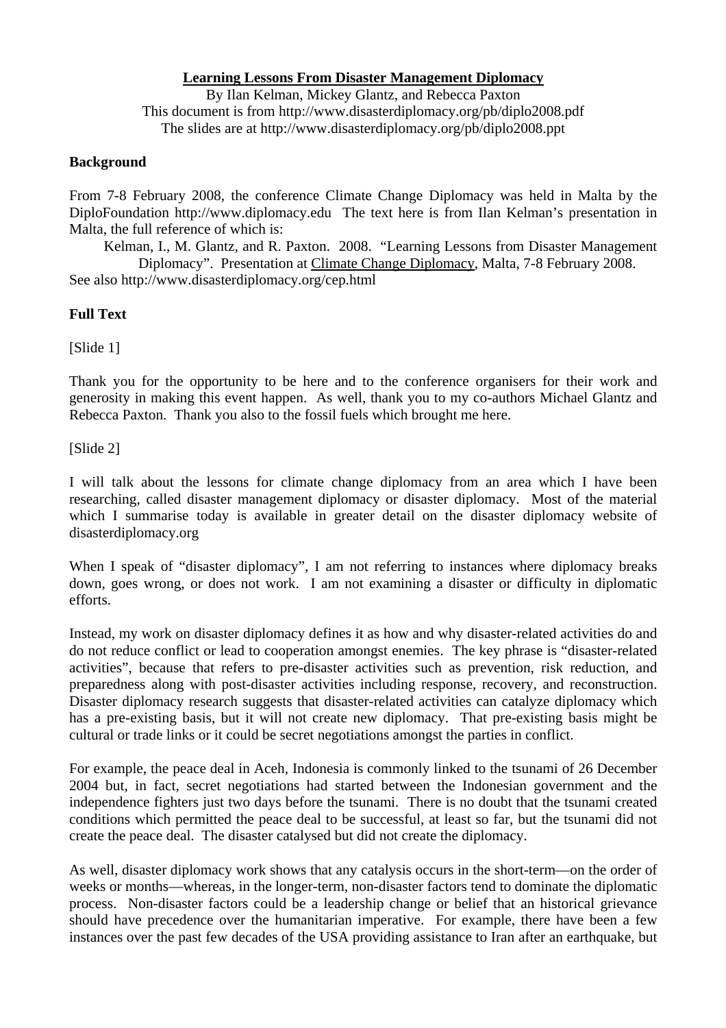# Learning Lessons From Disaster Management Diplomacy

By Ilan Kelman, Mickey Glantz, and Rebecca Paxton
This document is from http://www.disasterdiplomacy.org/pb/diplo2008.pdf
The slides are at http://www.disasterdiplomacy.org/pb/diplo2008.ppt

## Background

From 7-8 February 2008, the conference Climate Change Diplomacy was held in Malta by the DiploFoundation http://www.diplomacy.edu The text here is from Ilan Kelman's presentation in Malta, the full reference of which is:

> Kelman, I., M. Glantz, and R. Paxton. 2008. "Learning Lessons from Disaster Management Diplomacy". Presentation at Climate Change Diplomacy, Malta, 7-8 February 2008.

See also http://www.disasterdiplomacy.org/cep.html

## Full Text

[Slide 1]

Thank you for the opportunity to be here and to the conference organisers for their work and generosity in making this event happen. As well, thank you to my co-authors Michael Glantz and Rebecca Paxton. Thank you also to the fossil fuels which brought me here.

[Slide 2]

I will talk about the lessons for climate change diplomacy from an area which I have been researching, called disaster management diplomacy or disaster diplomacy. Most of the material which I summarise today is available in greater detail on the disaster diplomacy website of disasterdiplomacy.org

When I speak of "disaster diplomacy", I am not referring to instances where diplomacy breaks down, goes wrong, or does not work. I am not examining a disaster or difficulty in diplomatic efforts.

Instead, my work on disaster diplomacy defines it as how and why disaster-related activities do and do not reduce conflict or lead to cooperation amongst enemies. The key phrase is "disaster-related activities", because that refers to pre-disaster activities such as prevention, risk reduction, and preparedness along with post-disaster activities including response, recovery, and reconstruction. Disaster diplomacy research suggests that disaster-related activities can catalyze diplomacy which has a pre-existing basis, but it will not create new diplomacy. That pre-existing basis might be cultural or trade links or it could be secret negotiations amongst the parties in conflict.

For example, the peace deal in Aceh, Indonesia is commonly linked to the tsunami of 26 December 2004 but, in fact, secret negotiations had started between the Indonesian government and the independence fighters just two days before the tsunami. There is no doubt that the tsunami created conditions which permitted the peace deal to be successful, at least so far, but the tsunami did not create the peace deal. The disaster catalysed but did not create the diplomacy.

As well, disaster diplomacy work shows that any catalysis occurs in the short-term—on the order of weeks or months—whereas, in the longer-term, non-disaster factors tend to dominate the diplomatic process. Non-disaster factors could be a leadership change or belief that an historical grievance should have precedence over the humanitarian imperative. For example, there have been a few instances over the past few decades of the USA providing assistance to Iran after an earthquake, but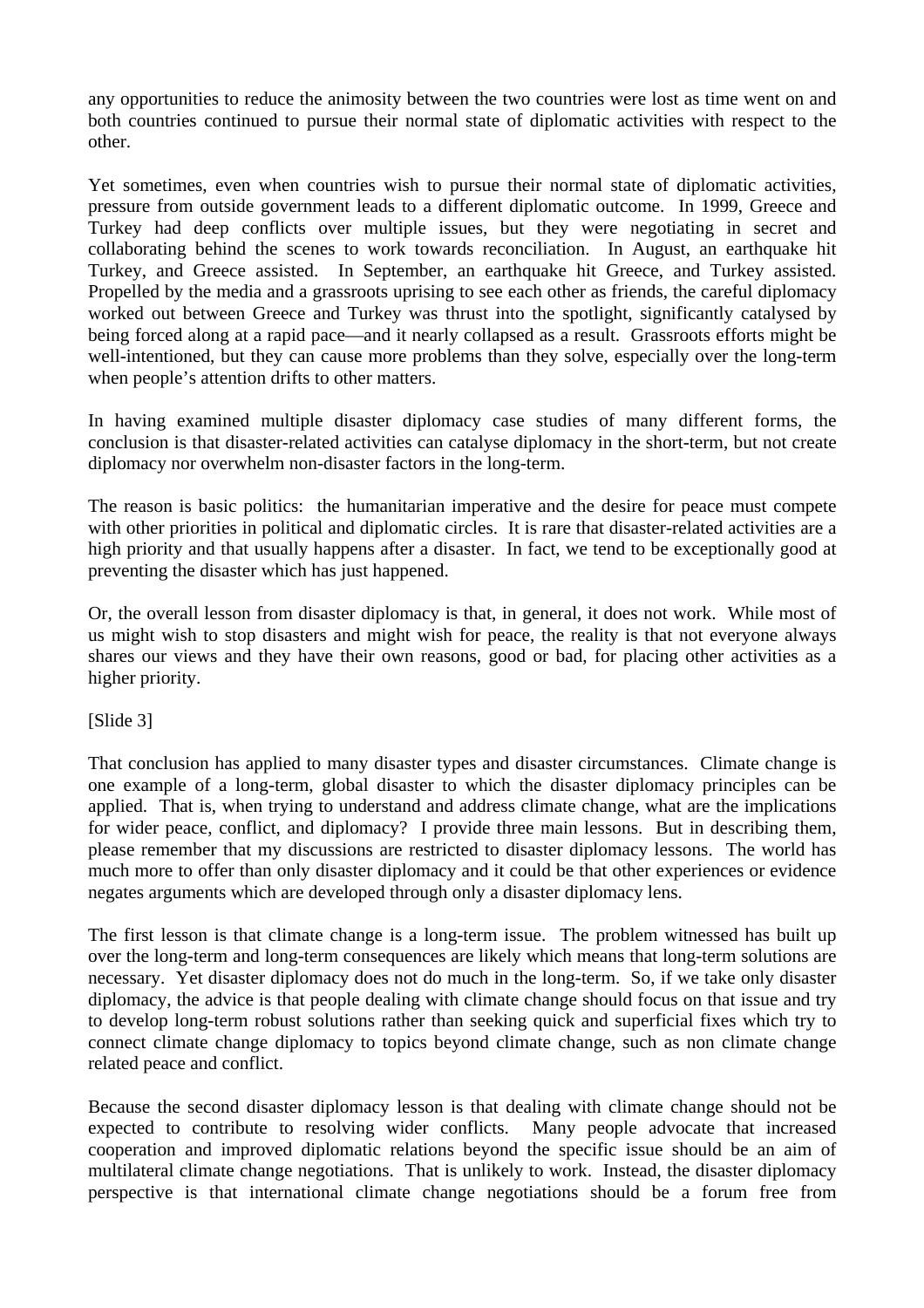any opportunities to reduce the animosity between the two countries were lost as time went on and both countries continued to pursue their normal state of diplomatic activities with respect to the other.

Yet sometimes, even when countries wish to pursue their normal state of diplomatic activities, pressure from outside government leads to a different diplomatic outcome. In 1999, Greece and Turkey had deep conflicts over multiple issues, but they were negotiating in secret and collaborating behind the scenes to work towards reconciliation. In August, an earthquake hit Turkey, and Greece assisted. In September, an earthquake hit Greece, and Turkey assisted. Propelled by the media and a grassroots uprising to see each other as friends, the careful diplomacy worked out between Greece and Turkey was thrust into the spotlight, significantly catalysed by being forced along at a rapid pace—and it nearly collapsed as a result. Grassroots efforts might be well-intentioned, but they can cause more problems than they solve, especially over the long-term when people's attention drifts to other matters.

In having examined multiple disaster diplomacy case studies of many different forms, the conclusion is that disaster-related activities can catalyse diplomacy in the short-term, but not create diplomacy nor overwhelm non-disaster factors in the long-term.

The reason is basic politics: the humanitarian imperative and the desire for peace must compete with other priorities in political and diplomatic circles. It is rare that disaster-related activities are a high priority and that usually happens after a disaster. In fact, we tend to be exceptionally good at preventing the disaster which has just happened.

Or, the overall lesson from disaster diplomacy is that, in general, it does not work. While most of us might wish to stop disasters and might wish for peace, the reality is that not everyone always shares our views and they have their own reasons, good or bad, for placing other activities as a higher priority.

[Slide 3]

That conclusion has applied to many disaster types and disaster circumstances. Climate change is one example of a long-term, global disaster to which the disaster diplomacy principles can be applied. That is, when trying to understand and address climate change, what are the implications for wider peace, conflict, and diplomacy? I provide three main lessons. But in describing them, please remember that my discussions are restricted to disaster diplomacy lessons. The world has much more to offer than only disaster diplomacy and it could be that other experiences or evidence negates arguments which are developed through only a disaster diplomacy lens.

The first lesson is that climate change is a long-term issue. The problem witnessed has built up over the long-term and long-term consequences are likely which means that long-term solutions are necessary. Yet disaster diplomacy does not do much in the long-term. So, if we take only disaster diplomacy, the advice is that people dealing with climate change should focus on that issue and try to develop long-term robust solutions rather than seeking quick and superficial fixes which try to connect climate change diplomacy to topics beyond climate change, such as non climate change related peace and conflict.

Because the second disaster diplomacy lesson is that dealing with climate change should not be expected to contribute to resolving wider conflicts. Many people advocate that increased cooperation and improved diplomatic relations beyond the specific issue should be an aim of multilateral climate change negotiations. That is unlikely to work. Instead, the disaster diplomacy perspective is that international climate change negotiations should be a forum free from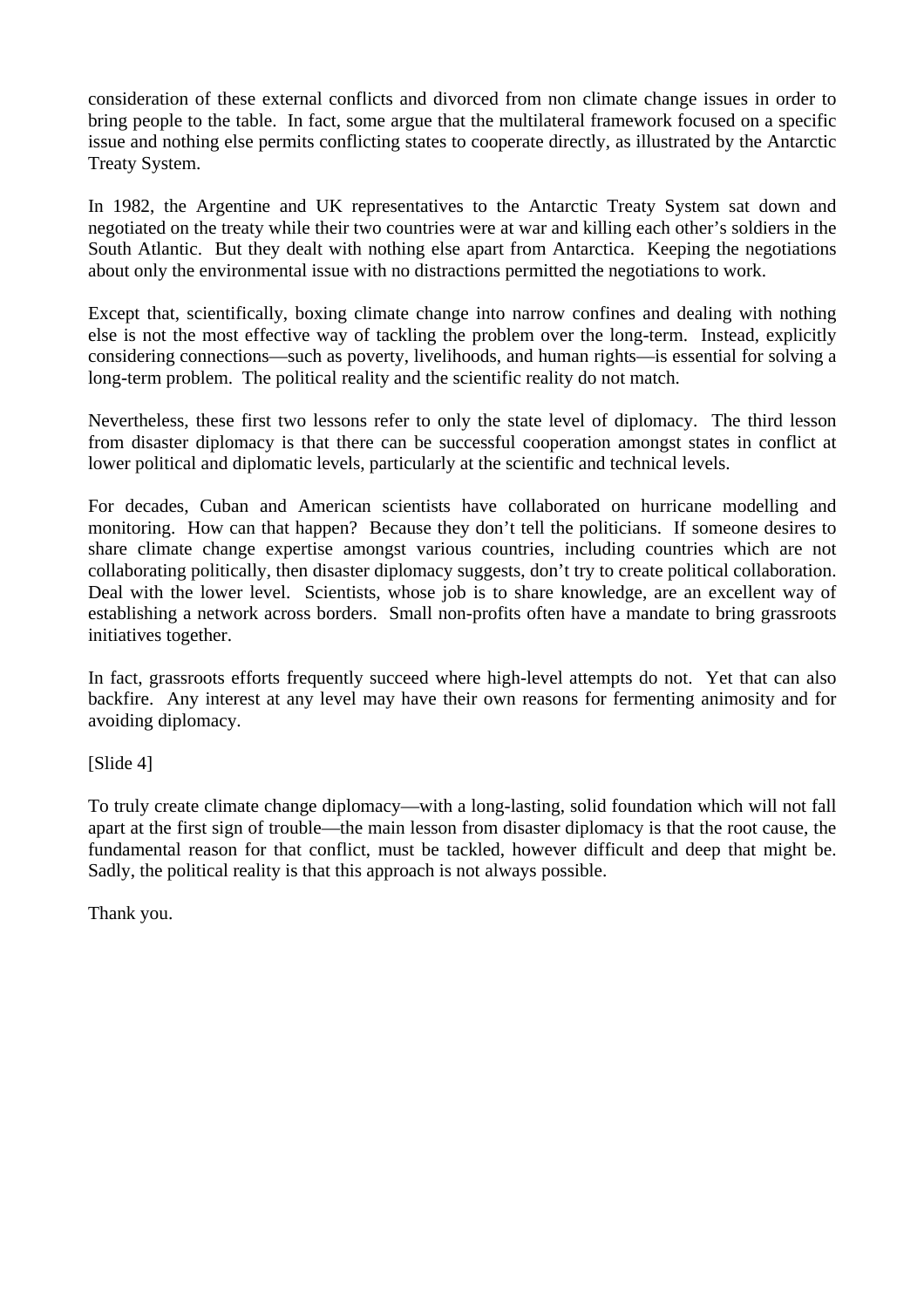consideration of these external conflicts and divorced from non climate change issues in order to bring people to the table. In fact, some argue that the multilateral framework focused on a specific issue and nothing else permits conflicting states to cooperate directly, as illustrated by the Antarctic Treaty System.

In 1982, the Argentine and UK representatives to the Antarctic Treaty System sat down and negotiated on the treaty while their two countries were at war and killing each other's soldiers in the South Atlantic. But they dealt with nothing else apart from Antarctica. Keeping the negotiations about only the environmental issue with no distractions permitted the negotiations to work.

Except that, scientifically, boxing climate change into narrow confines and dealing with nothing else is not the most effective way of tackling the problem over the long-term. Instead, explicitly considering connections—such as poverty, livelihoods, and human rights—is essential for solving a long-term problem. The political reality and the scientific reality do not match.

Nevertheless, these first two lessons refer to only the state level of diplomacy. The third lesson from disaster diplomacy is that there can be successful cooperation amongst states in conflict at lower political and diplomatic levels, particularly at the scientific and technical levels.

For decades, Cuban and American scientists have collaborated on hurricane modelling and monitoring. How can that happen? Because they don't tell the politicians. If someone desires to share climate change expertise amongst various countries, including countries which are not collaborating politically, then disaster diplomacy suggests, don't try to create political collaboration. Deal with the lower level. Scientists, whose job is to share knowledge, are an excellent way of establishing a network across borders. Small non-profits often have a mandate to bring grassroots initiatives together.

In fact, grassroots efforts frequently succeed where high-level attempts do not. Yet that can also backfire. Any interest at any level may have their own reasons for fermenting animosity and for avoiding diplomacy.

[Slide 4]

To truly create climate change diplomacy—with a long-lasting, solid foundation which will not fall apart at the first sign of trouble—the main lesson from disaster diplomacy is that the root cause, the fundamental reason for that conflict, must be tackled, however difficult and deep that might be. Sadly, the political reality is that this approach is not always possible.

Thank you.